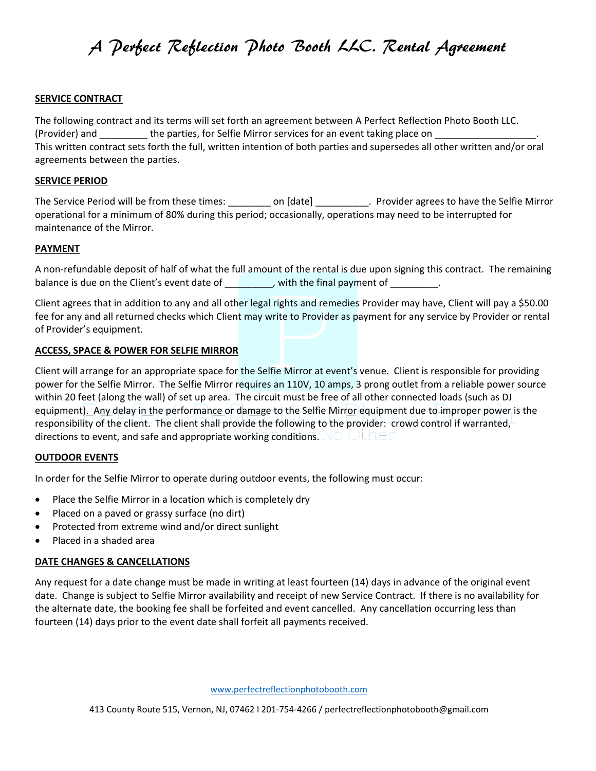# *A Perfect Reflection Photo Booth LLC. Rental Agreement*

**SERVICE CONTRACT**

The following contract and its terms will set forth an agreement between A Perfect Reflection Photo Booth LLC. (Provider) and _________ the parties, for Selfie Mirror services for an event taking place on ___________________. This written contract sets forth the full, written intention of both parties and supersedes all other written and/or oral agreements between the parties.

**SERVICE PERIOD**

The Service Period will be from these times: ________ on [date] __________. Provider agrees to have the Selfie Mirror operational for a minimum of 80% during this period; occasionally, operations may need to be interrupted for maintenance of the Mirror.

**PAYMENT**

A non-refundable deposit of half of what the full amount of the rental is due upon signing this contract. The remaining balance is due on the Client's event date of _________, with the final payment of _________.

Client agrees that in addition to any and all other legal rights and remedies Provider may have, Client will pay a $50.00 fee for any and all returned checks which Client may write to Provider as payment for any service by Provider or rental of Provider's equipment.

**ACCESS, SPACE & POWER FOR SELFIE MIRROR**

Client will arrange for an appropriate space for the Selfie Mirror at event's venue. Client is responsible for providing power for the Selfie Mirror. The Selfie Mirror requires an 110V, 10 amps, 3 prong outlet from a reliable power source within 20 feet (along the wall) of set up area. The circuit must be free of all other connected loads (such as DJ equipment). Any delay in the performance or damage to the Selfie Mirror equipment due to improper power is the responsibility of the client. The client shall provide the following to the provider: crowd control if warranted, directions to event, and safe and appropriate working conditions.

**OUTDOOR EVENTS**

In order for the Selfie Mirror to operate during outdoor events, the following must occur:

- Place the Selfie Mirror in a location which is completely dry
- Placed on a paved or grassy surface (no dirt)
- Protected from extreme wind and/or direct sunlight
- Placed in a shaded area

**DATE CHANGES & CANCELLATIONS**

Any request for a date change must be made in writing at least fourteen (14) days in advance of the original event date. Change is subject to Selfie Mirror availability and receipt of new Service Contract. If there is no availability for the alternate date, the booking fee shall be forfeited and event cancelled. Any cancellation occurring less than fourteen (14) days prior to the event date shall forfeit all payments received.

www.perfectreflectionphotobooth.com

413 County Route 515, Vernon, NJ, 07462 I 201-754-4266 / perfectreflectionphotobooth@gmail.com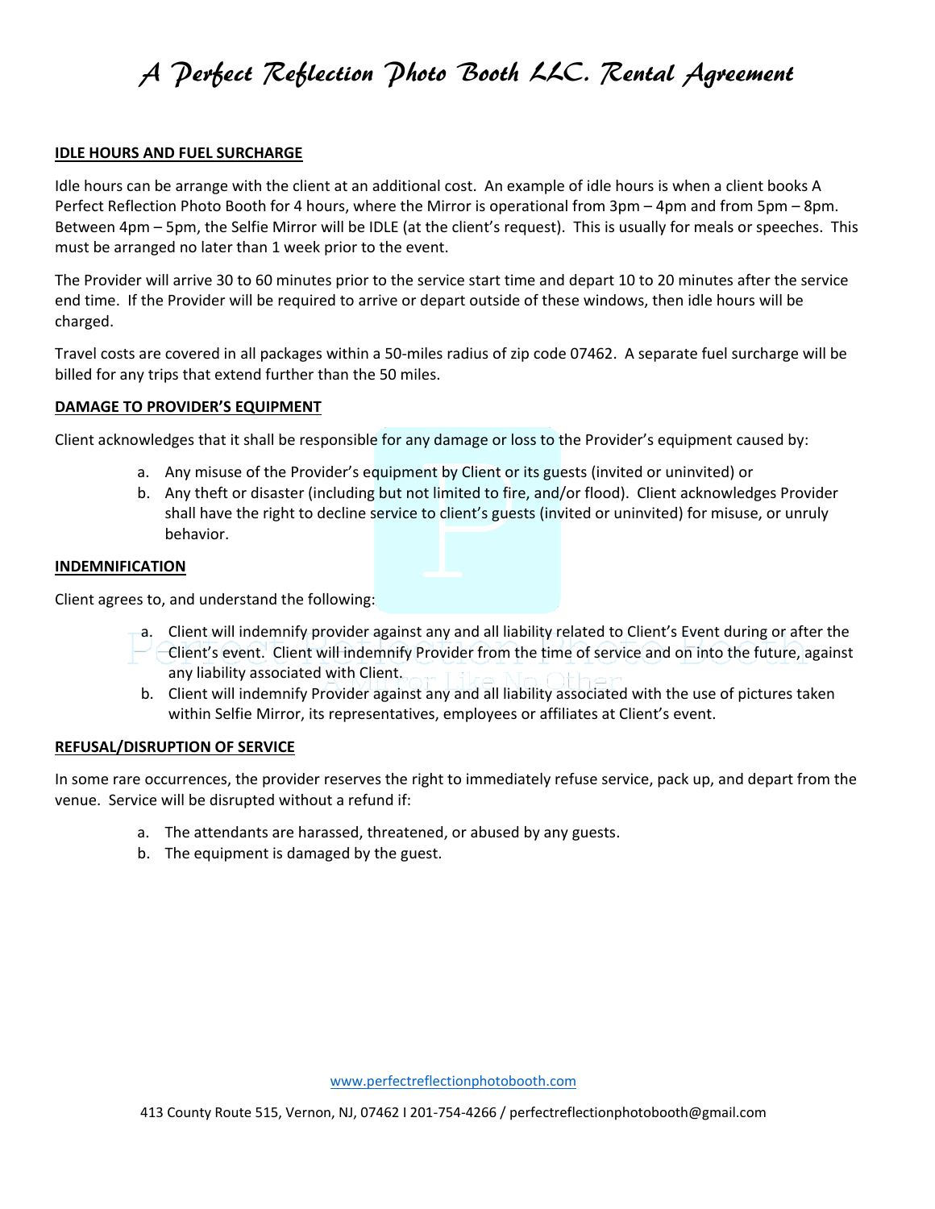# A Perfect Reflection Photo Booth LLC. Rental Agreement

**IDLE HOURS AND FUEL SURCHARGE**

Idle hours can be arrange with the client at an additional cost. An example of idle hours is when a client books A Perfect Reflection Photo Booth for 4 hours, where the Mirror is operational from 3pm – 4pm and from 5pm – 8pm. Between 4pm – 5pm, the Selfie Mirror will be IDLE (at the client's request). This is usually for meals or speeches. This must be arranged no later than 1 week prior to the event.

The Provider will arrive 30 to 60 minutes prior to the service start time and depart 10 to 20 minutes after the service end time. If the Provider will be required to arrive or depart outside of these windows, then idle hours will be charged.

Travel costs are covered in all packages within a 50-miles radius of zip code 07462. A separate fuel surcharge will be billed for any trips that extend further than the 50 miles.

**DAMAGE TO PROVIDER'S EQUIPMENT**

Client acknowledges that it shall be responsible for any damage or loss to the Provider's equipment caused by:

a. Any misuse of the Provider's equipment by Client or its guests (invited or uninvited) or
b. Any theft or disaster (including but not limited to fire, and/or flood). Client acknowledges Provider shall have the right to decline service to client's guests (invited or uninvited) for misuse, or unruly behavior.

**INDEMNIFICATION**

Client agrees to, and understand the following:

a. Client will indemnify provider against any and all liability related to Client's Event during or after the Client's event. Client will indemnify Provider from the time of service and on into the future, against any liability associated with Client.
b. Client will indemnify Provider against any and all liability associated with the use of pictures taken within Selfie Mirror, its representatives, employees or affiliates at Client's event.

**REFUSAL/DISRUPTION OF SERVICE**

In some rare occurrences, the provider reserves the right to immediately refuse service, pack up, and depart from the venue. Service will be disrupted without a refund if:

a. The attendants are harassed, threatened, or abused by any guests.
b. The equipment is damaged by the guest.

www.perfectreflectionphotobooth.com

413 County Route 515, Vernon, NJ, 07462 I 201-754-4266 / perfectreflectionphotobooth@gmail.com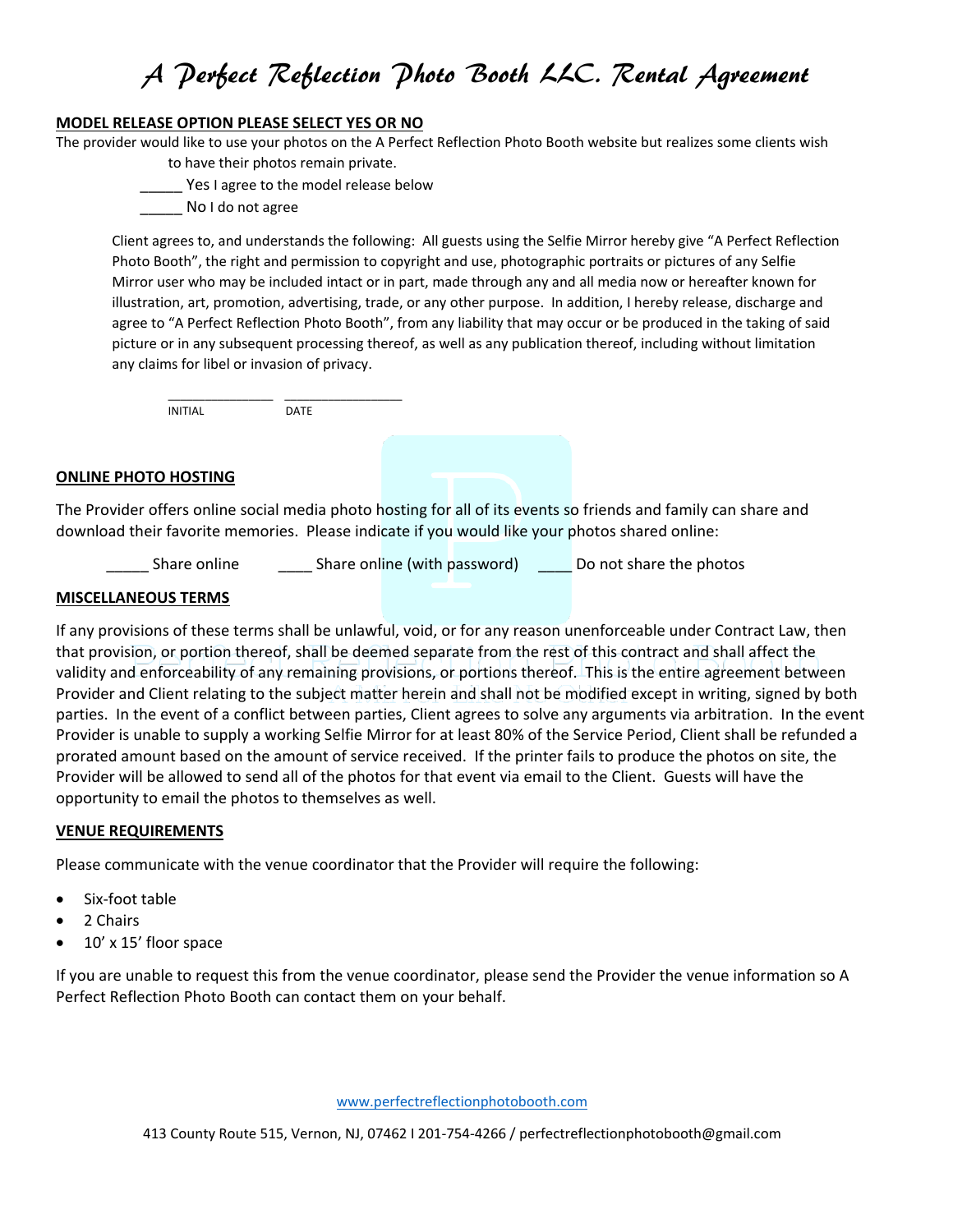# A Perfect Reflection Photo Booth LLC. Rental Agreement

**MODEL RELEASE OPTION PLEASE SELECT YES OR NO**

The provider would like to use your photos on the A Perfect Reflection Photo Booth website but realizes some clients wish to have their photos remain private.

_____ Yes I agree to the model release below

_____ No I do not agree

Client agrees to, and understands the following: All guests using the Selfie Mirror hereby give "A Perfect Reflection Photo Booth", the right and permission to copyright and use, photographic portraits or pictures of any Selfie Mirror user who may be included intact or in part, made through any and all media now or hereafter known for illustration, art, promotion, advertising, trade, or any other purpose. In addition, I hereby release, discharge and agree to "A Perfect Reflection Photo Booth", from any liability that may occur or be produced in the taking of said picture or in any subsequent processing thereof, as well as any publication thereof, including without limitation any claims for libel or invasion of privacy.

_______________ _________________
INITIAL DATE

**ONLINE PHOTO HOSTING**

The Provider offers online social media photo hosting for all of its events so friends and family can share and download their favorite memories. Please indicate if you would like your photos shared online:

_____ Share online _____ Share online (with password) ____ Do not share the photos

**MISCELLANEOUS TERMS**

If any provisions of these terms shall be unlawful, void, or for any reason unenforceable under Contract Law, then that provision, or portion thereof, shall be deemed separate from the rest of this contract and shall affect the validity and enforceability of any remaining provisions, or portions thereof. This is the entire agreement between Provider and Client relating to the subject matter herein and shall not be modified except in writing, signed by both parties. In the event of a conflict between parties, Client agrees to solve any arguments via arbitration. In the event Provider is unable to supply a working Selfie Mirror for at least 80% of the Service Period, Client shall be refunded a prorated amount based on the amount of service received. If the printer fails to produce the photos on site, the Provider will be allowed to send all of the photos for that event via email to the Client. Guests will have the opportunity to email the photos to themselves as well.

**VENUE REQUIREMENTS**

Please communicate with the venue coordinator that the Provider will require the following:

- Six-foot table
- 2 Chairs
- 10' x 15' floor space

If you are unable to request this from the venue coordinator, please send the Provider the venue information so A Perfect Reflection Photo Booth can contact them on your behalf.

www.perfectreflectionphotobooth.com

413 County Route 515, Vernon, NJ, 07462 I 201-754-4266 / perfectreflectionphotobooth@gmail.com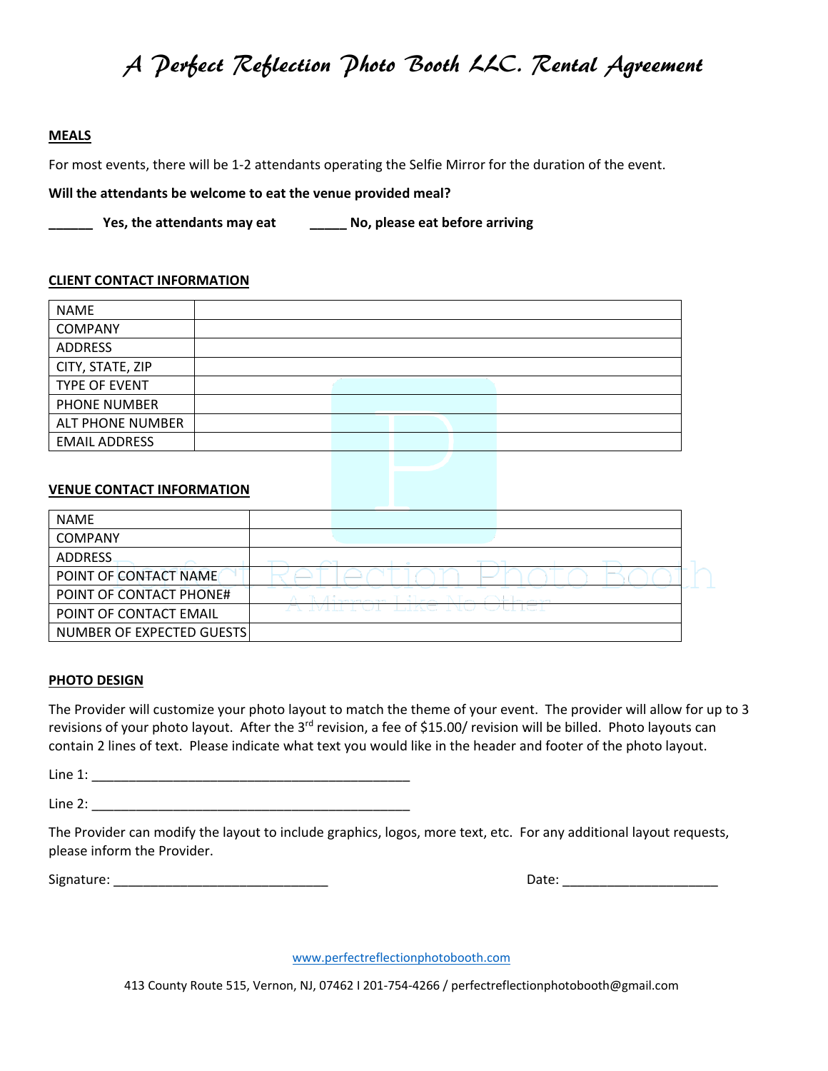# A Perfect Reflection Photo Booth LLC. Rental Agreement

**MEALS**

For most events, there will be 1-2 attendants operating the Selfie Mirror for the duration of the event.

**Will the attendants be welcome to eat the venue provided meal?**

**______ Yes, the attendants may eat** **_____ No, please eat before arriving**

**CLIENT CONTACT INFORMATION**

| | |
|---|---|
| NAME | |
| COMPANY | |
| ADDRESS | |
| CITY, STATE, ZIP | |
| TYPE OF EVENT | |
| PHONE NUMBER | |
| ALT PHONE NUMBER | |
| EMAIL ADDRESS | |

**VENUE CONTACT INFORMATION**

| | |
|---|---|
| NAME | |
| COMPANY | |
| ADDRESS | |
| POINT OF CONTACT NAME | |
| POINT OF CONTACT PHONE# | |
| POINT OF CONTACT EMAIL | |
| NUMBER OF EXPECTED GUESTS | |

**PHOTO DESIGN**

The Provider will customize your photo layout to match the theme of your event. The provider will allow for up to 3 revisions of your photo layout. After the 3rd revision, a fee of $15.00/ revision will be billed. Photo layouts can contain 2 lines of text. Please indicate what text you would like in the header and footer of the photo layout.

Line 1: ____________________________________________

Line 2: ____________________________________________

The Provider can modify the layout to include graphics, logos, more text, etc. For any additional layout requests, please inform the Provider.

Signature: _____________________________ Date: _____________________

www.perfectreflectionphotobooth.com

413 County Route 515, Vernon, NJ, 07462 I 201-754-4266 / perfectreflectionphotobooth@gmail.com